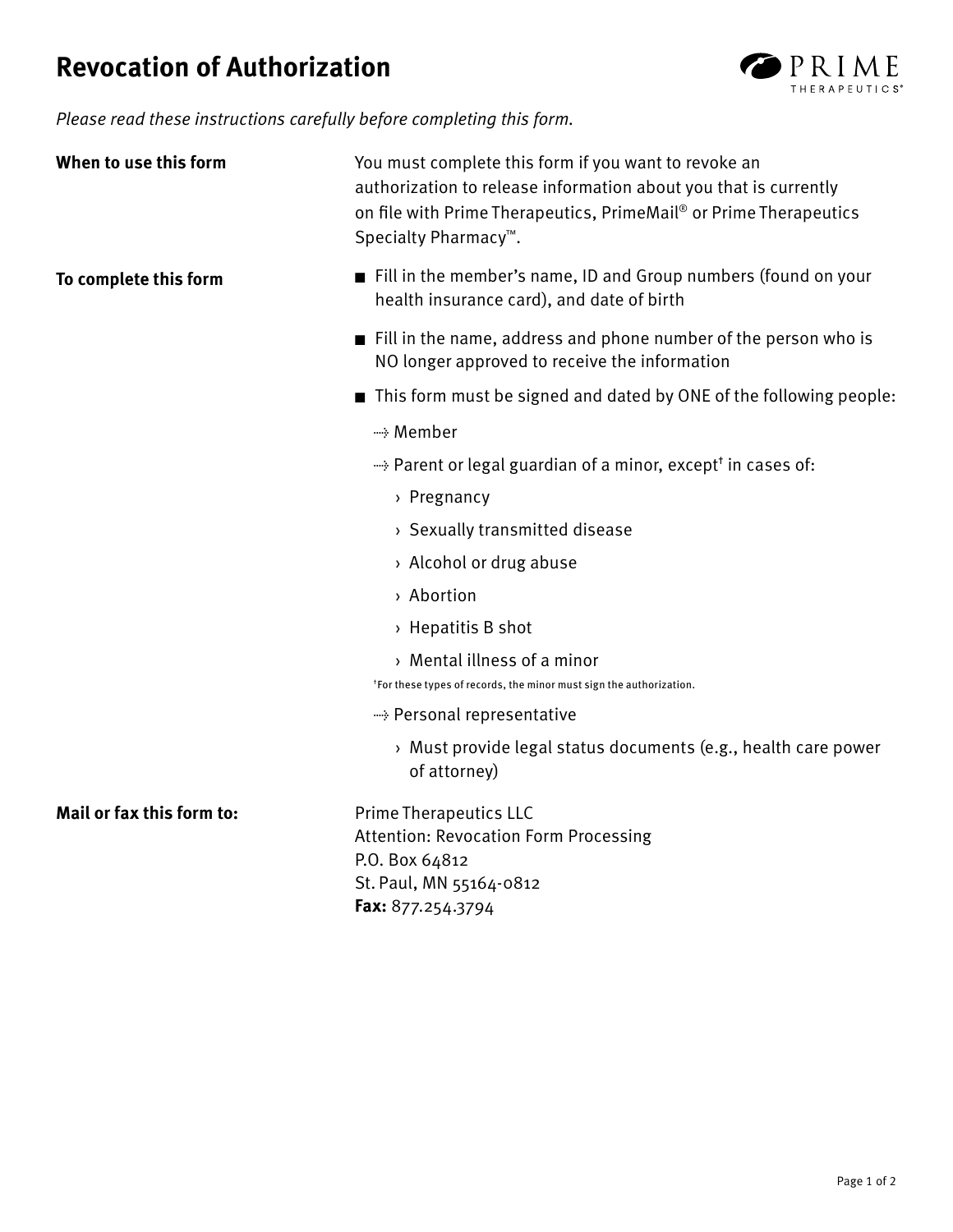# Revocation of Authorization

PRIME THERAPEUTICS®

*Please read these instructions carefully before completing this form.*

**When to use this form**

You must complete this form if you want to revoke an authorization to release information about you that is currently on file with Prime Therapeutics, PrimeMail® or Prime Therapeutics Specialty Pharmacy™.

**To complete this form**

- Fill in the member's name, ID and Group numbers (found on your health insurance card), and date of birth
- Fill in the name, address and phone number of the person who is NO longer approved to receive the information
- This form must be signed and dated by ONE of the following people:
  - Member
  - Parent or legal guardian of a minor, except† in cases of:
    - Pregnancy
    - Sexually transmitted disease
    - Alcohol or drug abuse
    - Abortion
    - Hepatitis B shot
    - Mental illness of a minor

    †For these types of records, the minor must sign the authorization.
  - Personal representative
    - Must provide legal status documents (e.g., health care power of attorney)

**Mail or fax this form to:**

Prime Therapeutics LLC
Attention: Revocation Form Processing
P.O. Box 64812
St. Paul, MN 55164-0812
**Fax:** 877.254.3794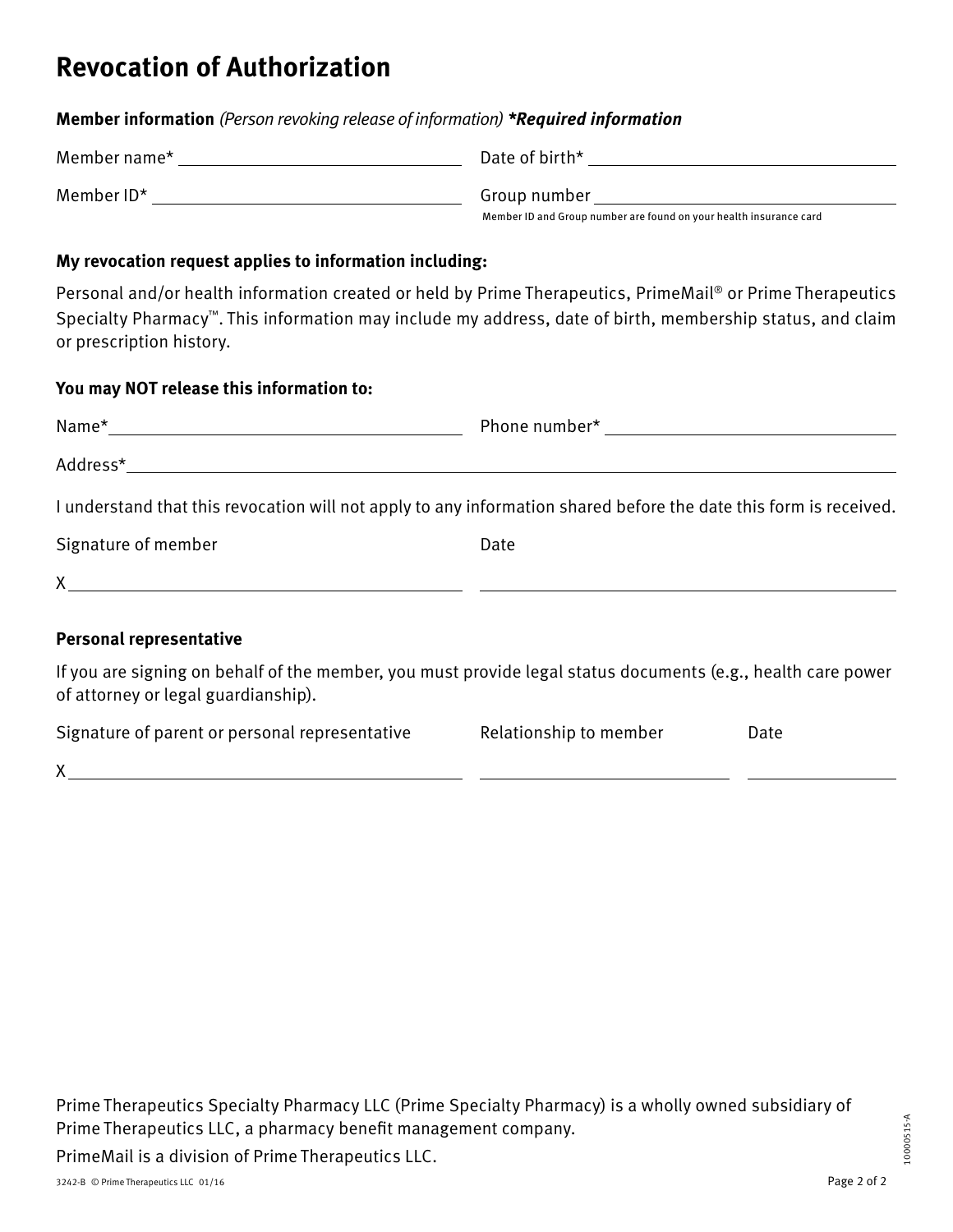# Revocation of Authorization

**Member information** *(Person revoking release of information)* ***Required information**

Member name* \_\_\_\_\_\_\_\_\_\_\_\_\_\_\_\_\_\_\_\_\_\_\_\_ Date of birth* \_\_\_\_\_\_\_\_\_\_\_\_\_\_\_\_\_\_\_\_\_\_\_\_

Member ID* \_\_\_\_\_\_\_\_\_\_\_\_\_\_\_\_\_\_\_\_\_\_\_\_ Group number \_\_\_\_\_\_\_\_\_\_\_\_\_\_\_\_\_\_\_\_\_\_\_\_

Member ID and Group number are found on your health insurance card

**My revocation request applies to information including:**

Personal and/or health information created or held by Prime Therapeutics, PrimeMail® or Prime Therapeutics Specialty Pharmacy™. This information may include my address, date of birth, membership status, and claim or prescription history.

**You may NOT release this information to:**

Name* \_\_\_\_\_\_\_\_\_\_\_\_\_\_\_\_\_\_\_\_\_\_\_\_ Phone number* \_\_\_\_\_\_\_\_\_\_\_\_\_\_\_\_\_\_\_\_\_\_\_\_

Address* \_\_\_\_\_\_\_\_\_\_\_\_\_\_\_\_\_\_\_\_\_\_\_\_\_\_\_\_\_\_\_\_\_\_\_\_\_\_\_\_\_\_\_\_\_\_\_\_

I understand that this revocation will not apply to any information shared before the date this form is received.

Signature of member Date

X \_\_\_\_\_\_\_\_\_\_\_\_\_\_\_\_\_\_\_\_\_\_\_\_ \_\_\_\_\_\_\_\_\_\_\_\_\_\_\_\_\_\_\_\_\_\_\_\_

**Personal representative**

If you are signing on behalf of the member, you must provide legal status documents (e.g., health care power of attorney or legal guardianship).

Signature of parent or personal representative Relationship to member Date

X \_\_\_\_\_\_\_\_\_\_\_\_\_\_\_\_\_\_\_\_\_\_\_\_ \_\_\_\_\_\_\_\_\_\_\_\_\_\_\_\_ \_\_\_\_\_\_\_\_\_\_

Prime Therapeutics Specialty Pharmacy LLC (Prime Specialty Pharmacy) is a wholly owned subsidiary of Prime Therapeutics LLC, a pharmacy benefit management company.

PrimeMail is a division of Prime Therapeutics LLC.

3242-B © Prime Therapeutics LLC 01/16

10000515-A